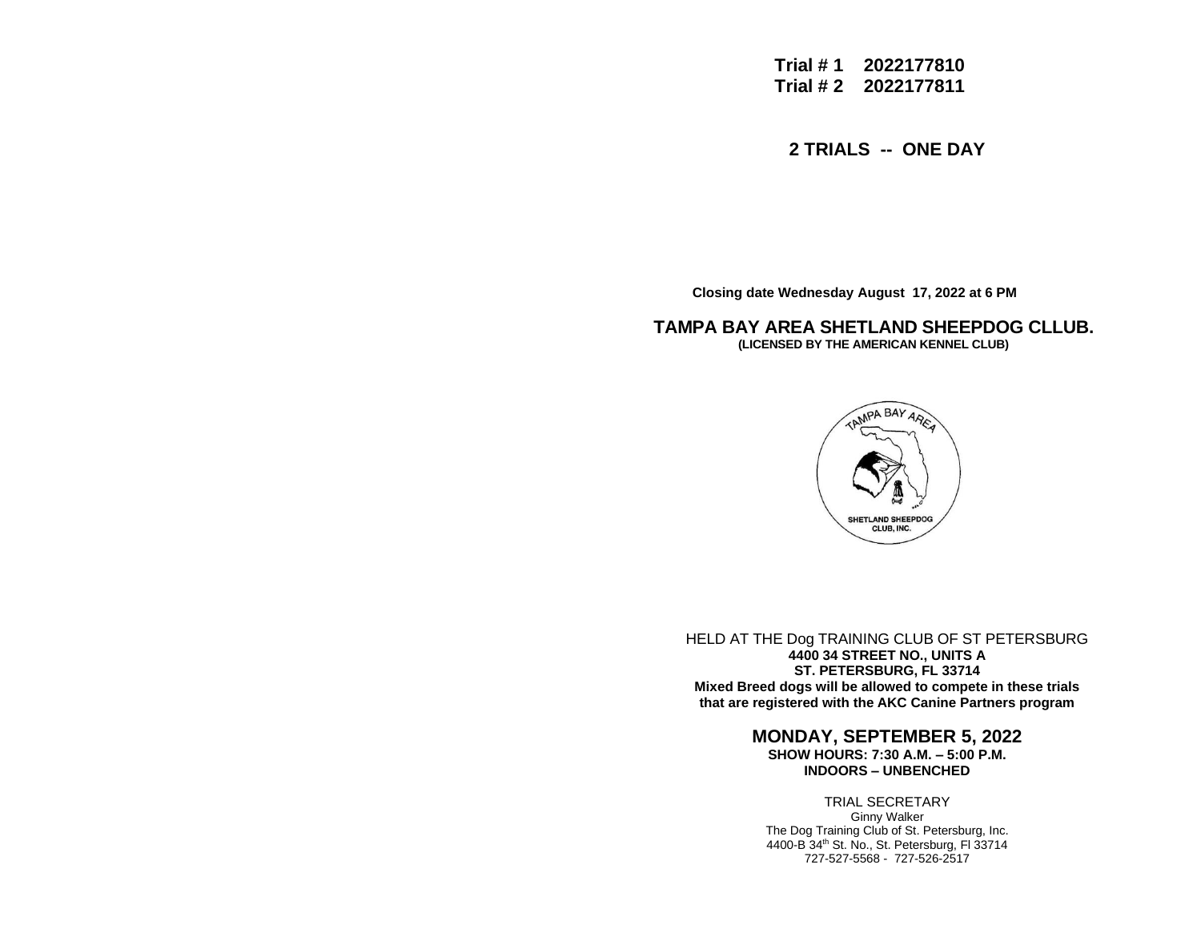**Trial # 1 2022177810**
**Trial # 2 2022177811**

## 2 TRIALS -- ONE DAY

**Closing date Wednesday August 17, 2022 at 6 PM**

# TAMPA BAY AREA SHETLAND SHEEPDOG CLLUB.

**(LICENSED BY THE AMERICAN KENNEL CLUB)**

TAMPA BAY AREA

SHETLAND SHEEPDOG CLUB, INC.

HELD AT THE Dog TRAINING CLUB OF ST PETERSBURG
**4400 34 STREET NO., UNITS A**
**ST. PETERSBURG, FL 33714**
**Mixed Breed dogs will be allowed to compete in these trials that are registered with the AKC Canine Partners program**

## MONDAY, SEPTEMBER 5, 2022

**SHOW HOURS: 7:30 A.M. – 5:00 P.M.**
**INDOORS – UNBENCHED**

TRIAL SECRETARY
Ginny Walker
The Dog Training Club of St. Petersburg, Inc.
4400-B 34th St. No., St. Petersburg, Fl 33714
727-527-5568 - 727-526-2517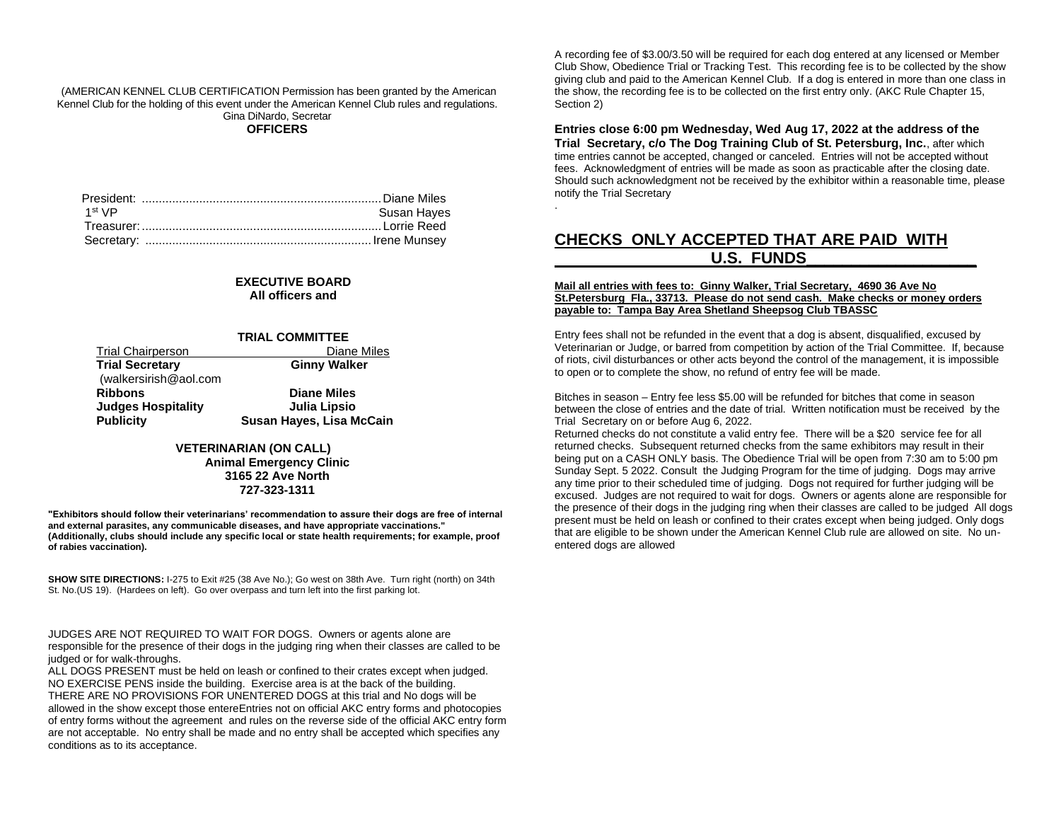(AMERICAN KENNEL CLUB CERTIFICATION Permission has been granted by the American Kennel Club for the holding of this event under the American Kennel Club rules and regulations. Gina DiNardo, Secretar

**OFFICERS**

President: .......................................................................Diane Miles
1st VP Susan Hayes
Treasurer:.......................................................................Lorrie Reed
Secretary: ...................................................................Irene Munsey

**EXECUTIVE BOARD**
**All officers and**

**TRIAL COMMITTEE**

| | |
|---|---|
| Trial Chairperson | Diane Miles |
| **Trial Secretary** | **Ginny Walker** |
| (walkersirish@aol.com | |
| **Ribbons** | **Diane Miles** |
| **Judges Hospitality** | **Julia Lipsio** |
| **Publicity** | **Susan Hayes, Lisa McCain** |

**VETERINARIAN (ON CALL)**
**Animal Emergency Clinic**
**3165 22 Ave North**
**727-323-1311**

**"Exhibitors should follow their veterinarians' recommendation to assure their dogs are free of internal and external parasites, any communicable diseases, and have appropriate vaccinations." (Additionally, clubs should include any specific local or state health requirements; for example, proof of rabies vaccination).**

**SHOW SITE DIRECTIONS:** I-275 to Exit #25 (38 Ave No.); Go west on 38th Ave. Turn right (north) on 34th St. No.(US 19). (Hardees on left). Go over overpass and turn left into the first parking lot.

JUDGES ARE NOT REQUIRED TO WAIT FOR DOGS. Owners or agents alone are responsible for the presence of their dogs in the judging ring when their classes are called to be judged or for walk-throughs.
ALL DOGS PRESENT must be held on leash or confined to their crates except when judged. NO EXERCISE PENS inside the building. Exercise area is at the back of the building.
THERE ARE NO PROVISIONS FOR UNENTERED DOGS at this trial and No dogs will be allowed in the show except those entereEntries not on official AKC entry forms and photocopies of entry forms without the agreement and rules on the reverse side of the official AKC entry form are not acceptable. No entry shall be made and no entry shall be accepted which specifies any conditions as to its acceptance.

A recording fee of $3.00/3.50 will be required for each dog entered at any licensed or Member Club Show, Obedience Trial or Tracking Test. This recording fee is to be collected by the show giving club and paid to the American Kennel Club. If a dog is entered in more than one class in the show, the recording fee is to be collected on the first entry only. (AKC Rule Chapter 15, Section 2)

**Entries close 6:00 pm Wednesday, Wed Aug 17, 2022 at the address of the Trial Secretary, c/o The Dog Training Club of St. Petersburg, Inc.**, after which time entries cannot be accepted, changed or canceled. Entries will not be accepted without fees. Acknowledgment of entries will be made as soon as practicable after the closing date. Should such acknowledgment not be received by the exhibitor within a reasonable time, please notify the Trial Secretary
.

## CHECKS ONLY ACCEPTED THAT ARE PAID WITH U.S. FUNDS

**Mail all entries with fees to: Ginny Walker, Trial Secretary, 4690 36 Ave No St.Petersburg Fla., 33713. Please do not send cash. Make checks or money orders payable to: Tampa Bay Area Shetland Sheepsog Club TBASSC**

Entry fees shall not be refunded in the event that a dog is absent, disqualified, excused by Veterinarian or Judge, or barred from competition by action of the Trial Committee. If, because of riots, civil disturbances or other acts beyond the control of the management, it is impossible to open or to complete the show, no refund of entry fee will be made.

Bitches in season – Entry fee less $5.00 will be refunded for bitches that come in season between the close of entries and the date of trial. Written notification must be received by the Trial Secretary on or before Aug 6, 2022.
Returned checks do not constitute a valid entry fee. There will be a $20 service fee for all returned checks. Subsequent returned checks from the same exhibitors may result in their being put on a CASH ONLY basis. The Obedience Trial will be open from 7:30 am to 5:00 pm Sunday Sept. 5 2022. Consult the Judging Program for the time of judging. Dogs may arrive any time prior to their scheduled time of judging. Dogs not required for further judging will be excused. Judges are not required to wait for dogs. Owners or agents alone are responsible for the presence of their dogs in the judging ring when their classes are called to be judged All dogs present must be held on leash or confined to their crates except when being judged. Only dogs that are eligible to be shown under the American Kennel Club rule are allowed on site. No un-entered dogs are allowed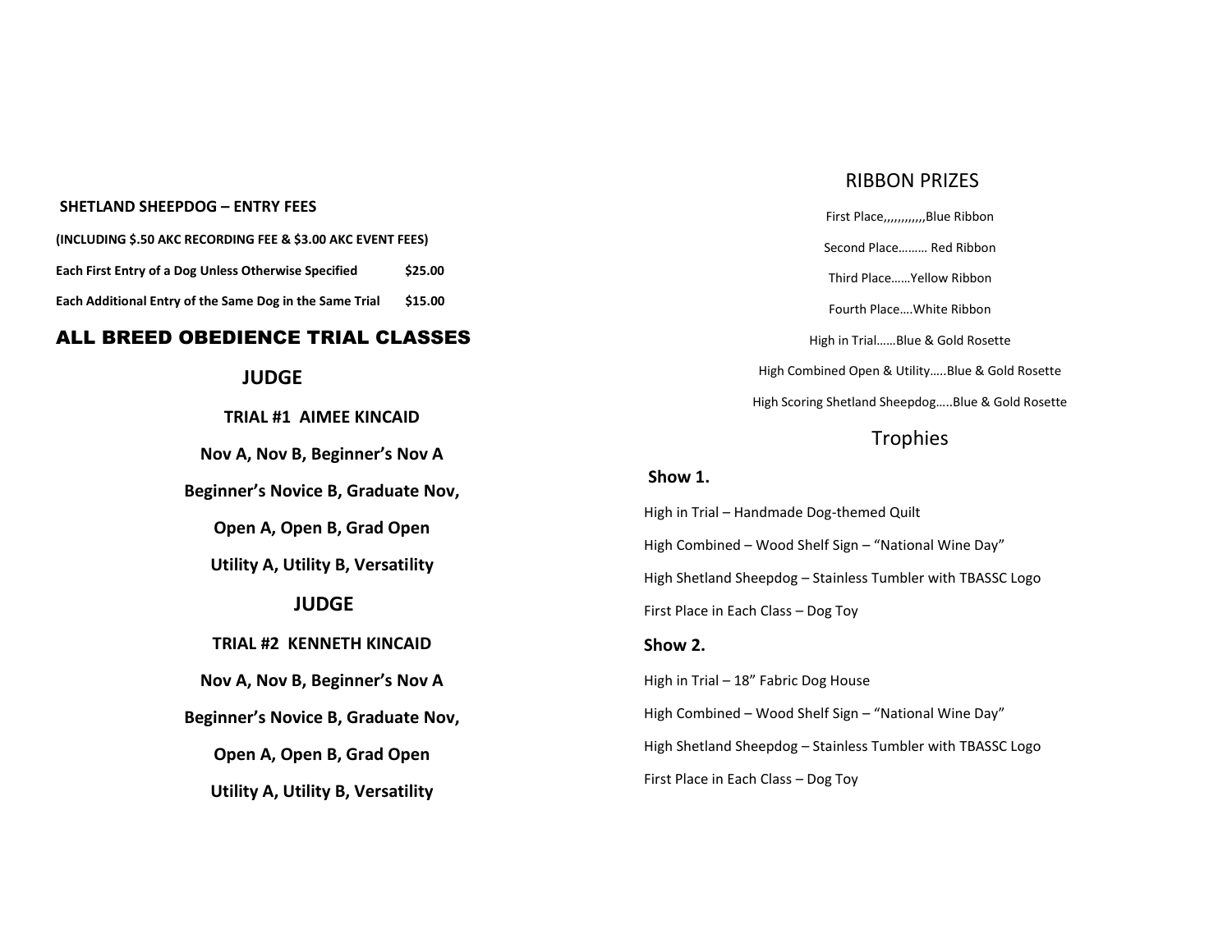**SHETLAND SHEEPDOG – ENTRY FEES**

**(INCLUDING $.50 AKC RECORDING FEE & $3.00 AKC EVENT FEES)**

| | |
|---|---|
| **Each First Entry of a Dog Unless Otherwise Specified** | **$25.00** |
| **Each Additional Entry of the Same Dog in the Same Trial** | **$15.00** |

## ALL BREED OBEDIENCE TRIAL CLASSES

### JUDGE

**TRIAL #1 AIMEE KINCAID**

**Nov A, Nov B, Beginner's Nov A**

**Beginner's Novice B, Graduate Nov,**

**Open A, Open B, Grad Open**

**Utility A, Utility B, Versatility**

### JUDGE

**TRIAL #2 KENNETH KINCAID**

**Nov A, Nov B, Beginner's Nov A**

**Beginner's Novice B, Graduate Nov,**

**Open A, Open B, Grad Open**

**Utility A, Utility B, Versatility**

## RIBBON PRIZES

First Place,,,,,,,,,,,,Blue Ribbon

Second Place……… Red Ribbon

Third Place……Yellow Ribbon

Fourth Place….White Ribbon

High in Trial……Blue & Gold Rosette

High Combined Open & Utility…..Blue & Gold Rosette

High Scoring Shetland Sheepdog…..Blue & Gold Rosette

## Trophies

**Show 1.**

High in Trial – Handmade Dog-themed Quilt

High Combined – Wood Shelf Sign – "National Wine Day"

High Shetland Sheepdog – Stainless Tumbler with TBASSC Logo

First Place in Each Class – Dog Toy

**Show 2.**

High in Trial – 18" Fabric Dog House

High Combined – Wood Shelf Sign – "National Wine Day"

High Shetland Sheepdog – Stainless Tumbler with TBASSC Logo

First Place in Each Class – Dog Toy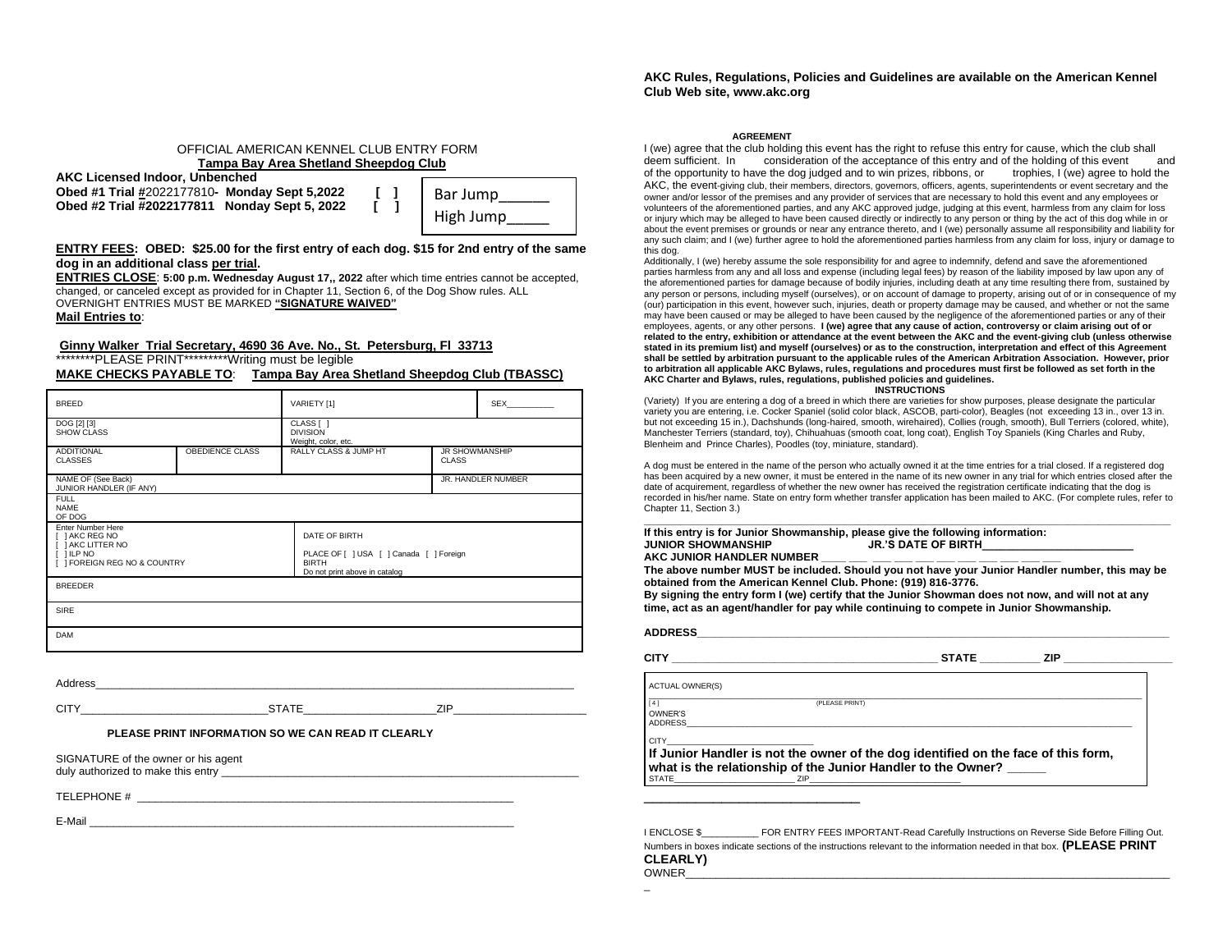OFFICIAL AMERICAN KENNEL CLUB ENTRY FORM

**Tampa Bay Area Shetland Sheepdog Club**

**AKC Licensed Indoor, Unbenched**

**Obed #1 Trial #**2022177810**- Monday Sept 5,2022 [ ]**

**Obed #2 Trial #2022177811 Nonday Sept 5, 2022 [ ]**

Bar Jump______

High Jump_____

**ENTRY FEES: OBED: $25.00 for the first entry of each dog. $15 for 2nd entry of the same dog in an additional class per trial.**

**ENTRIES CLOSE**: **5:00 p.m. Wednesday August 17,, 2022** after which time entries cannot be accepted, changed, or canceled except as provided for in Chapter 11, Section 6, of the Dog Show rules. ALL OVERNIGHT ENTRIES MUST BE MARKED **"SIGNATURE WAIVED"**

**Mail Entries to**:

**Ginny Walker Trial Secretary, 4690 36 Ave. No., St. Petersburg, Fl 33713**

********PLEASE PRINT*********Writing must be legible

**MAKE CHECKS PAYABLE TO**: **Tampa Bay Area Shetland Sheepdog Club (TBASSC)**

| | | | | |
|---|---|---|---|---|
| BREED | | VARIETY [1] | | SEX__________ |
| DOG [2] [3] SHOW CLASS | | CLASS [ ] DIVISION Weight, color, etc. | | |
| ADDITIONAL CLASSES | OBEDIENCE CLASS | RALLY CLASS & JUMP HT | JR SHOWMANSHIP CLASS | |
| NAME OF (See Back) JUNIOR HANDLER (IF ANY) | | | JR. HANDLER NUMBER | |
| FULL NAME OF DOG | | | | |
| Enter Number Here [ ] AKC REG NO [ ] AKC LITTER NO [ ] ILP NO [ ] FOREIGN REG NO & COUNTRY | | DATE OF BIRTH PLACE OF BIRTH [ ] USA [ ] Canada [ ] Foreign Do not print above in catalog | | |
| BREEDER | | | | |
| SIRE | | | | |
| DAM | | | | |

Address_______________________________________________________________________________

CITY______________________________STATE_____________________ZIP______________________

**PLEASE PRINT INFORMATION SO WE CAN READ IT CLEARLY**

SIGNATURE of the owner or his agent
duly authorized to make this entry ___________________________________________________________

TELEPHONE # ______________________________________________________________

E-Mail ______________________________________________________________________

**AKC Rules, Regulations, Policies and Guidelines are available on the American Kennel Club Web site, www.akc.org**

**AGREEMENT**

I (we) agree that the club holding this event has the right to refuse this entry for cause, which the club shall deem sufficient. In consideration of the acceptance of this entry and of the holding of this event and of the opportunity to have the dog judged and to win prizes, ribbons, or trophies, I (we) agree to hold the AKC, the event-giving club, their members, directors, governors, officers, agents, superintendents or event secretary and the owner and/or lessor of the premises and any provider of services that are necessary to hold this event and any employees or volunteers of the aforementioned parties, and any AKC approved judge, judging at this event, harmless from any claim for loss or injury which may be alleged to have been caused directly or indirectly to any person or thing by the act of this dog while in or about the event premises or grounds or near any entrance thereto, and I (we) personally assume all responsibility and liability for any such claim; and I (we) further agree to hold the aforementioned parties harmless from any claim for loss, injury or damage to this dog.

Additionally, I (we) hereby assume the sole responsibility for and agree to indemnify, defend and save the aforementioned parties harmless from any and all loss and expense (including legal fees) by reason of the liability imposed by law upon any of the aforementioned parties for damage because of bodily injuries, including death at any time resulting there from, sustained by any person or persons, including myself (ourselves), or on account of damage to property, arising out of or in consequence of my (our) participation in this event, however such, injuries, death or property damage may be caused, and whether or not the same may have been caused or may be alleged to have been caused by the negligence of the aforementioned parties or any of their employees, agents, or any other persons. **I (we) agree that any cause of action, controversy or claim arising out of or related to the entry, exhibition or attendance at the event between the AKC and the event-giving club (unless otherwise stated in its premium list) and myself (ourselves) or as to the construction, interpretation and effect of this Agreement shall be settled by arbitration pursuant to the applicable rules of the American Arbitration Association. However, prior to arbitration all applicable AKC Bylaws, rules, regulations and procedures must first be followed as set forth in the AKC Charter and Bylaws, rules, regulations, published policies and guidelines.**

**INSTRUCTIONS**

(Variety) If you are entering a dog of a breed in which there are varieties for show purposes, please designate the particular variety you are entering, i.e. Cocker Spaniel (solid color black, ASCOB, parti-color), Beagles (not exceeding 13 in., over 13 in. but not exceeding 15 in.), Dachshunds (long-haired, smooth, wirehaired), Collies (rough, smooth), Bull Terriers (colored, white), Manchester Terriers (standard, toy), Chihuahuas (smooth coat, long coat), English Toy Spaniels (King Charles and Ruby, Blenheim and Prince Charles), Poodles (toy, miniature, standard).

A dog must be entered in the name of the person who actually owned it at the time entries for a trial closed. If a registered dog has been acquired by a new owner, it must be entered in the name of its new owner in any trial for which entries closed after the date of acquirement, regardless of whether the new owner has received the registration certificate indicating that the dog is recorded in his/her name. State on entry form whether transfer application has been mailed to AKC. (For complete rules, refer to Chapter 11, Section 3.)

**If this entry is for Junior Showmanship, please give the following information:**

**JUNIOR SHOWMANSHIP JR.'S DATE OF BIRTH________________________**

**AKC JUNIOR HANDLER NUMBER ____ ___ ___ ___ ___ ___ ___ ___ ___ ___ ___**

**The above number MUST be included. Should you not have your Junior Handler number, this may be obtained from the American Kennel Club. Phone: (919) 816-3776.**

**By signing the entry form I (we) certify that the Junior Showman does not now, and will not at any time, act as an agent/handler for pay while continuing to compete in Junior Showmanship.**

**ADDRESS**_______________________________________________________________________________

**CITY** ___________________________________________ **STATE** _________ **ZIP** _________________

ACTUAL OWNER(S) ____________________________________________________________________

[4] (PLEASE PRINT)

OWNER'S ADDRESS_____________________________________________________________________

CITY___________________________

**If Junior Handler is not the owner of the dog identified on the face of this form, what is the relationship of the Junior Handler to the Owner? _____**

STATE______________________ ZIP____________________________

I ENCLOSE $__________ FOR ENTRY FEES IMPORTANT-Read Carefully Instructions on Reverse Side Before Filling Out. Numbers in boxes indicate sections of the instructions relevant to the information needed in that box. **(PLEASE PRINT CLEARLY)**

OWNER_______________________________________________________________________________